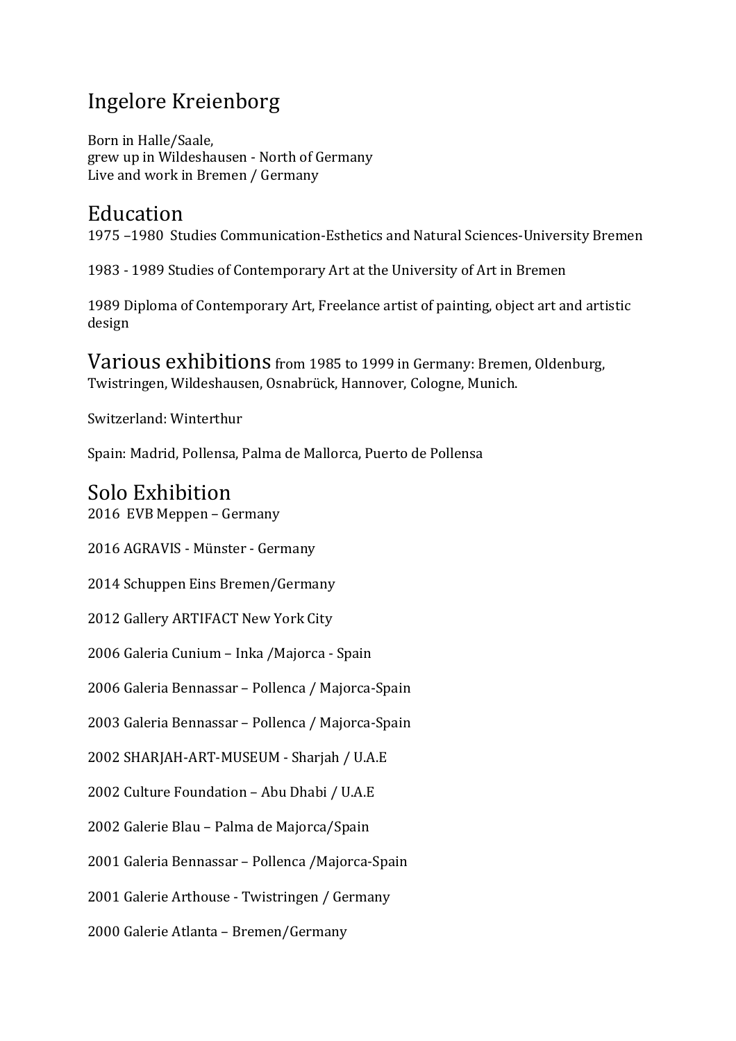# Ingelore Kreienborg

Born in Halle/Saale,
grew up in Wildeshausen - North of Germany
Live and work in Bremen / Germany

## Education

1975 –1980 Studies Communication-Esthetics and Natural Sciences-University Bremen

1983 - 1989 Studies of Contemporary Art at the University of Art in Bremen

1989 Diploma of Contemporary Art, Freelance artist of painting, object art and artistic design

## Various exhibitions from 1985 to 1999 in Germany: Bremen, Oldenburg, Twistringen, Wildeshausen, Osnabrück, Hannover, Cologne, Munich.

Switzerland: Winterthur

Spain: Madrid, Pollensa, Palma de Mallorca, Puerto de Pollensa

## Solo Exhibition

2016 EVB Meppen – Germany

2016 AGRAVIS - Münster - Germany

2014 Schuppen Eins Bremen/Germany

2012 Gallery ARTIFACT New York City

2006 Galeria Cunium – Inka /Majorca - Spain

2006 Galeria Bennassar – Pollenca / Majorca-Spain

2003 Galeria Bennassar – Pollenca / Majorca-Spain

2002 SHARJAH-ART-MUSEUM - Sharjah / U.A.E

2002 Culture Foundation – Abu Dhabi / U.A.E

2002 Galerie Blau – Palma de Majorca/Spain

2001 Galeria Bennassar – Pollenca /Majorca-Spain

2001 Galerie Arthouse - Twistringen / Germany

2000 Galerie Atlanta – Bremen/Germany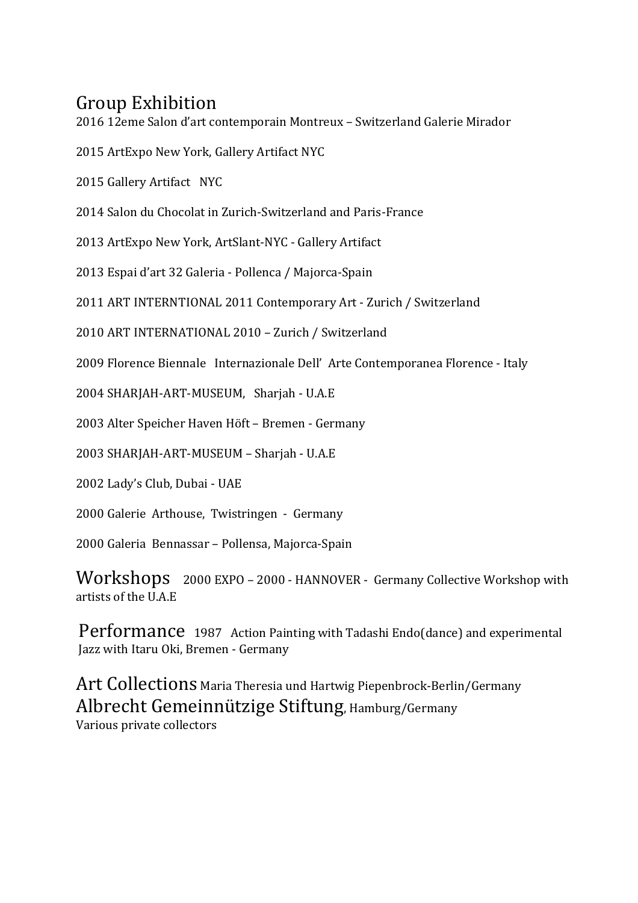## Group Exhibition

2016 12eme Salon d'art contemporain Montreux – Switzerland Galerie Mirador

2015 ArtExpo New York, Gallery Artifact NYC

2015 Gallery Artifact NYC

2014 Salon du Chocolat in Zurich-Switzerland and Paris-France

2013 ArtExpo New York, ArtSlant-NYC - Gallery Artifact

2013 Espai d'art 32 Galeria - Pollenca / Majorca-Spain

2011 ART INTERNTIONAL 2011 Contemporary Art - Zurich / Switzerland

2010 ART INTERNATIONAL 2010 – Zurich / Switzerland

2009 Florence Biennale Internazionale Dell' Arte Contemporanea Florence - Italy

2004 SHARJAH-ART-MUSEUM, Sharjah - U.A.E

2003 Alter Speicher Haven Höft – Bremen - Germany

2003 SHARJAH-ART-MUSEUM – Sharjah - U.A.E

2002 Lady's Club, Dubai - UAE

2000 Galerie Arthouse, Twistringen - Germany

2000 Galeria Bennassar – Pollensa, Majorca-Spain

## Workshops

2000 EXPO – 2000 - HANNOVER - Germany Collective Workshop with artists of the U.A.E

## Performance

1987 Action Painting with Tadashi Endo(dance) and experimental Jazz with Itaru Oki, Bremen - Germany

## Art Collections

Maria Theresia und Hartwig Piepenbrock-Berlin/Germany

Albrecht Gemeinnützige Stiftung, Hamburg/Germany

Various private collectors